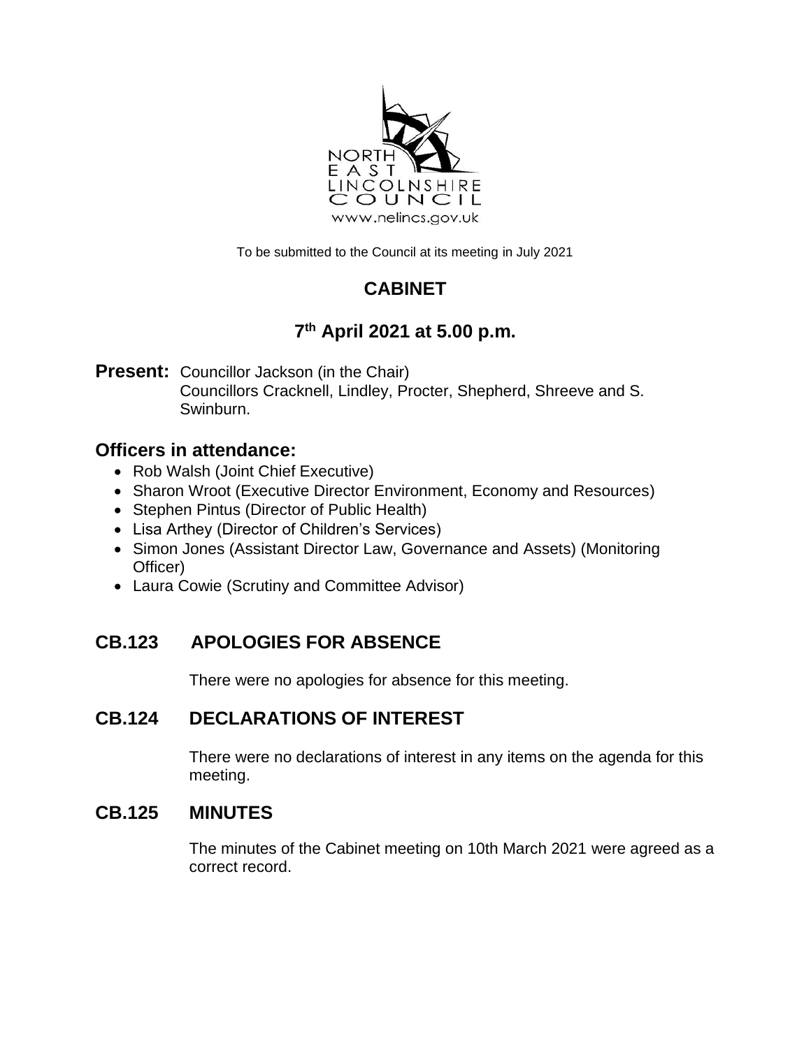To be submitted to the Council at its meeting in July 2021

# CABINET

## 7th April 2021 at 5.00 p.m.

**Present:** Councillor Jackson (in the Chair)
Councillors Cracknell, Lindley, Procter, Shepherd, Shreeve and S. Swinburn.

## Officers in attendance:

- Rob Walsh (Joint Chief Executive)
- Sharon Wroot (Executive Director Environment, Economy and Resources)
- Stephen Pintus (Director of Public Health)
- Lisa Arthey (Director of Children's Services)
- Simon Jones (Assistant Director Law, Governance and Assets) (Monitoring Officer)
- Laura Cowie (Scrutiny and Committee Advisor)

## CB.123 APOLOGIES FOR ABSENCE

There were no apologies for absence for this meeting.

## CB.124 DECLARATIONS OF INTEREST

There were no declarations of interest in any items on the agenda for this meeting.

## CB.125 MINUTES

The minutes of the Cabinet meeting on 10th March 2021 were agreed as a correct record.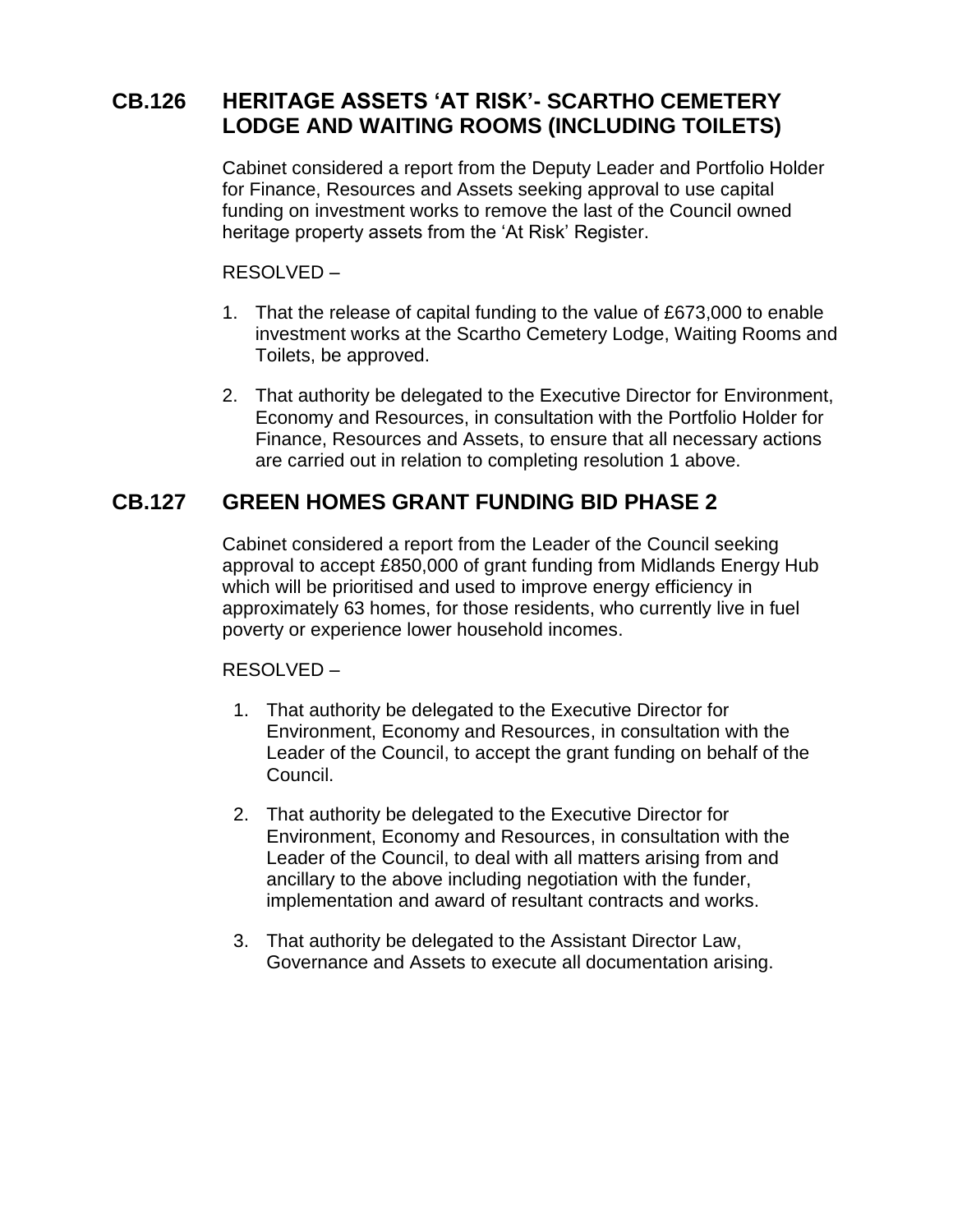## CB.126 HERITAGE ASSETS 'AT RISK'- SCARTHO CEMETERY LODGE AND WAITING ROOMS (INCLUDING TOILETS)

Cabinet considered a report from the Deputy Leader and Portfolio Holder for Finance, Resources and Assets seeking approval to use capital funding on investment works to remove the last of the Council owned heritage property assets from the 'At Risk' Register.

RESOLVED –

1. That the release of capital funding to the value of £673,000 to enable investment works at the Scartho Cemetery Lodge, Waiting Rooms and Toilets, be approved.
2. That authority be delegated to the Executive Director for Environment, Economy and Resources, in consultation with the Portfolio Holder for Finance, Resources and Assets, to ensure that all necessary actions are carried out in relation to completing resolution 1 above.

## CB.127 GREEN HOMES GRANT FUNDING BID PHASE 2

Cabinet considered a report from the Leader of the Council seeking approval to accept £850,000 of grant funding from Midlands Energy Hub which will be prioritised and used to improve energy efficiency in approximately 63 homes, for those residents, who currently live in fuel poverty or experience lower household incomes.

RESOLVED –

1. That authority be delegated to the Executive Director for Environment, Economy and Resources, in consultation with the Leader of the Council, to accept the grant funding on behalf of the Council.
2. That authority be delegated to the Executive Director for Environment, Economy and Resources, in consultation with the Leader of the Council, to deal with all matters arising from and ancillary to the above including negotiation with the funder, implementation and award of resultant contracts and works.
3. That authority be delegated to the Assistant Director Law, Governance and Assets to execute all documentation arising.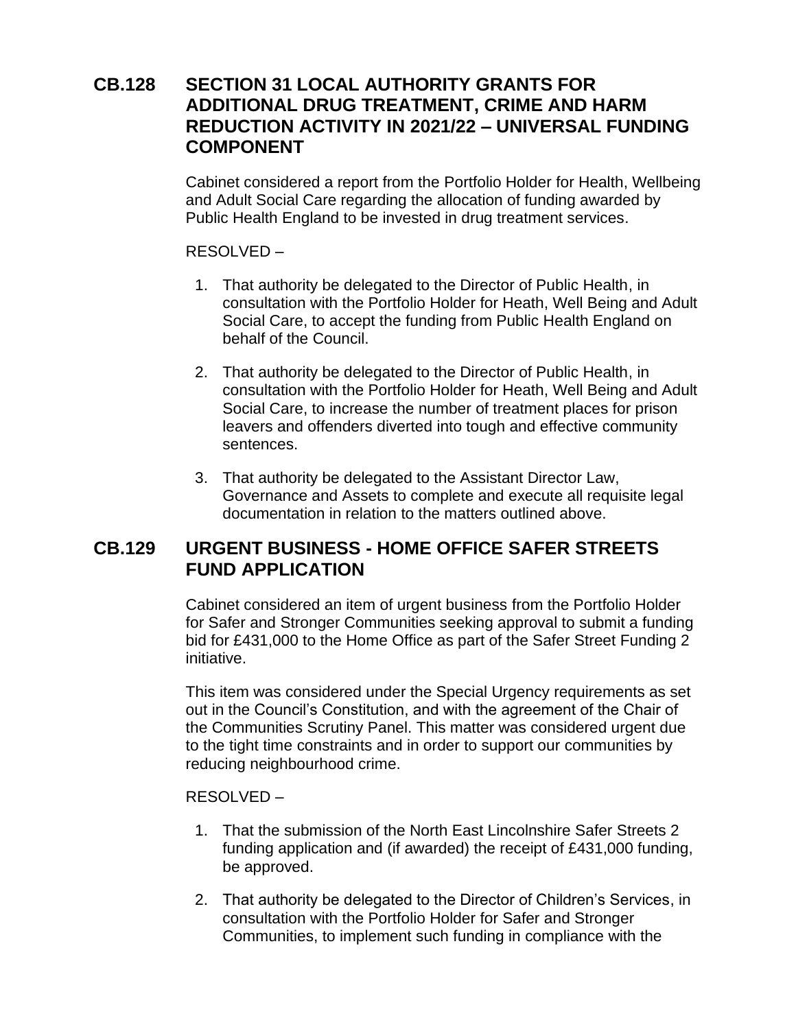## CB.128 SECTION 31 LOCAL AUTHORITY GRANTS FOR ADDITIONAL DRUG TREATMENT, CRIME AND HARM REDUCTION ACTIVITY IN 2021/22 – UNIVERSAL FUNDING COMPONENT

Cabinet considered a report from the Portfolio Holder for Health, Wellbeing and Adult Social Care regarding the allocation of funding awarded by Public Health England to be invested in drug treatment services.

RESOLVED –

1. That authority be delegated to the Director of Public Health, in consultation with the Portfolio Holder for Heath, Well Being and Adult Social Care, to accept the funding from Public Health England on behalf of the Council.

2. That authority be delegated to the Director of Public Health, in consultation with the Portfolio Holder for Heath, Well Being and Adult Social Care, to increase the number of treatment places for prison leavers and offenders diverted into tough and effective community sentences.

3. That authority be delegated to the Assistant Director Law, Governance and Assets to complete and execute all requisite legal documentation in relation to the matters outlined above.

## CB.129 URGENT BUSINESS - HOME OFFICE SAFER STREETS FUND APPLICATION

Cabinet considered an item of urgent business from the Portfolio Holder for Safer and Stronger Communities seeking approval to submit a funding bid for £431,000 to the Home Office as part of the Safer Street Funding 2 initiative.

This item was considered under the Special Urgency requirements as set out in the Council's Constitution, and with the agreement of the Chair of the Communities Scrutiny Panel. This matter was considered urgent due to the tight time constraints and in order to support our communities by reducing neighbourhood crime.

RESOLVED –

1. That the submission of the North East Lincolnshire Safer Streets 2 funding application and (if awarded) the receipt of £431,000 funding, be approved.

2. That authority be delegated to the Director of Children's Services, in consultation with the Portfolio Holder for Safer and Stronger Communities, to implement such funding in compliance with the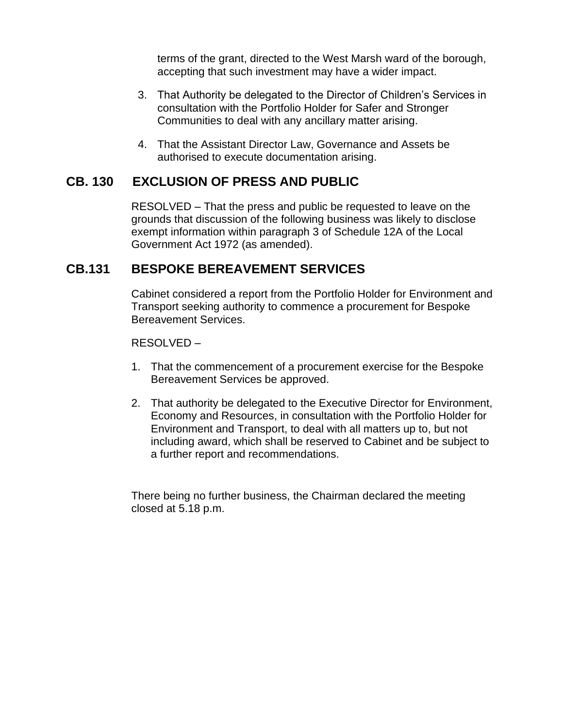terms of the grant, directed to the West Marsh ward of the borough, accepting that such investment may have a wider impact.

3. That Authority be delegated to the Director of Children's Services in consultation with the Portfolio Holder for Safer and Stronger Communities to deal with any ancillary matter arising.

4. That the Assistant Director Law, Governance and Assets be authorised to execute documentation arising.

## CB. 130 EXCLUSION OF PRESS AND PUBLIC

RESOLVED – That the press and public be requested to leave on the grounds that discussion of the following business was likely to disclose exempt information within paragraph 3 of Schedule 12A of the Local Government Act 1972 (as amended).

## CB.131 BESPOKE BEREAVEMENT SERVICES

Cabinet considered a report from the Portfolio Holder for Environment and Transport seeking authority to commence a procurement for Bespoke Bereavement Services.

RESOLVED –

1. That the commencement of a procurement exercise for the Bespoke Bereavement Services be approved.

2. That authority be delegated to the Executive Director for Environment, Economy and Resources, in consultation with the Portfolio Holder for Environment and Transport, to deal with all matters up to, but not including award, which shall be reserved to Cabinet and be subject to a further report and recommendations.

There being no further business, the Chairman declared the meeting closed at 5.18 p.m.